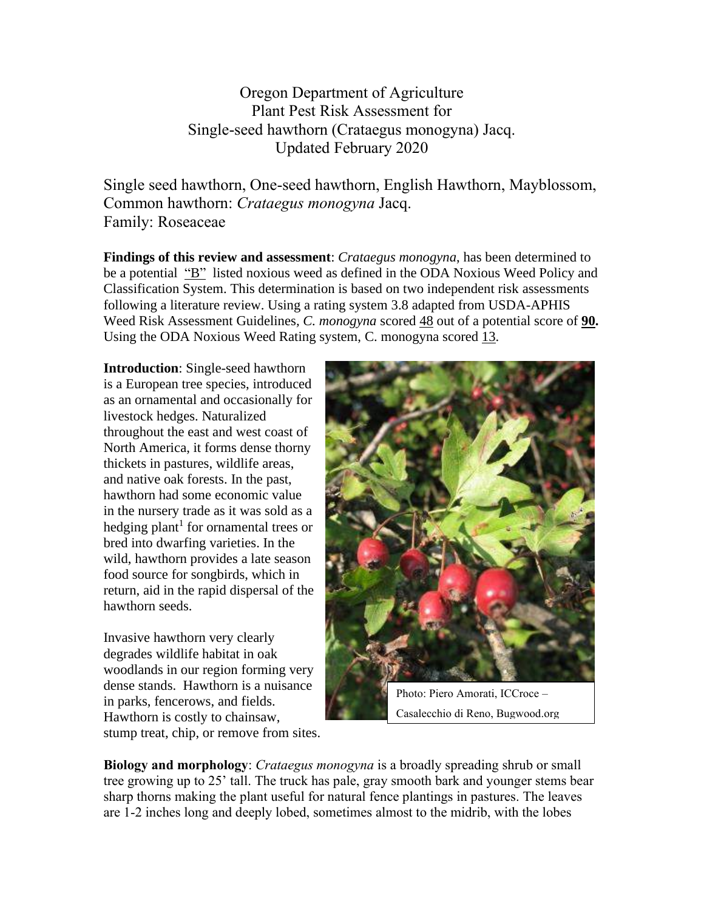# Oregon Department of Agriculture
# Plant Pest Risk Assessment for
# Single-seed hawthorn (Crataegus monogyna) Jacq.
# Updated February 2020

Single seed hawthorn, One-seed hawthorn, English Hawthorn, Mayblossom, Common hawthorn: *Crataegus monogyna* Jacq.
Family: Roseaceae

**Findings of this review and assessment**: *Crataegus monogyna*, has been determined to be a potential "B" listed noxious weed as defined in the ODA Noxious Weed Policy and Classification System. This determination is based on two independent risk assessments following a literature review. Using a rating system 3.8 adapted from USDA-APHIS Weed Risk Assessment Guidelines, *C. monogyna* scored 48 out of a potential score of **90.** Using the ODA Noxious Weed Rating system, C. monogyna scored 13.

**Introduction**: Single-seed hawthorn is a European tree species, introduced as an ornamental and occasionally for livestock hedges. Naturalized throughout the east and west coast of North America, it forms dense thorny thickets in pastures, wildlife areas, and native oak forests. In the past, hawthorn had some economic value in the nursery trade as it was sold as a hedging plant[1] for ornamental trees or bred into dwarfing varieties. In the wild, hawthorn provides a late season food source for songbirds, which in return, aid in the rapid dispersal of the hawthorn seeds.

Invasive hawthorn very clearly degrades wildlife habitat in oak woodlands in our region forming very dense stands. Hawthorn is a nuisance in parks, fencerows, and fields. Hawthorn is costly to chainsaw, stump treat, chip, or remove from sites.

Photo: Piero Amorati, ICCroce – Casalecchio di Reno, Bugwood.org

**Biology and morphology**: *Crataegus monogyna* is a broadly spreading shrub or small tree growing up to 25' tall. The truck has pale, gray smooth bark and younger stems bear sharp thorns making the plant useful for natural fence plantings in pastures. The leaves are 1-2 inches long and deeply lobed, sometimes almost to the midrib, with the lobes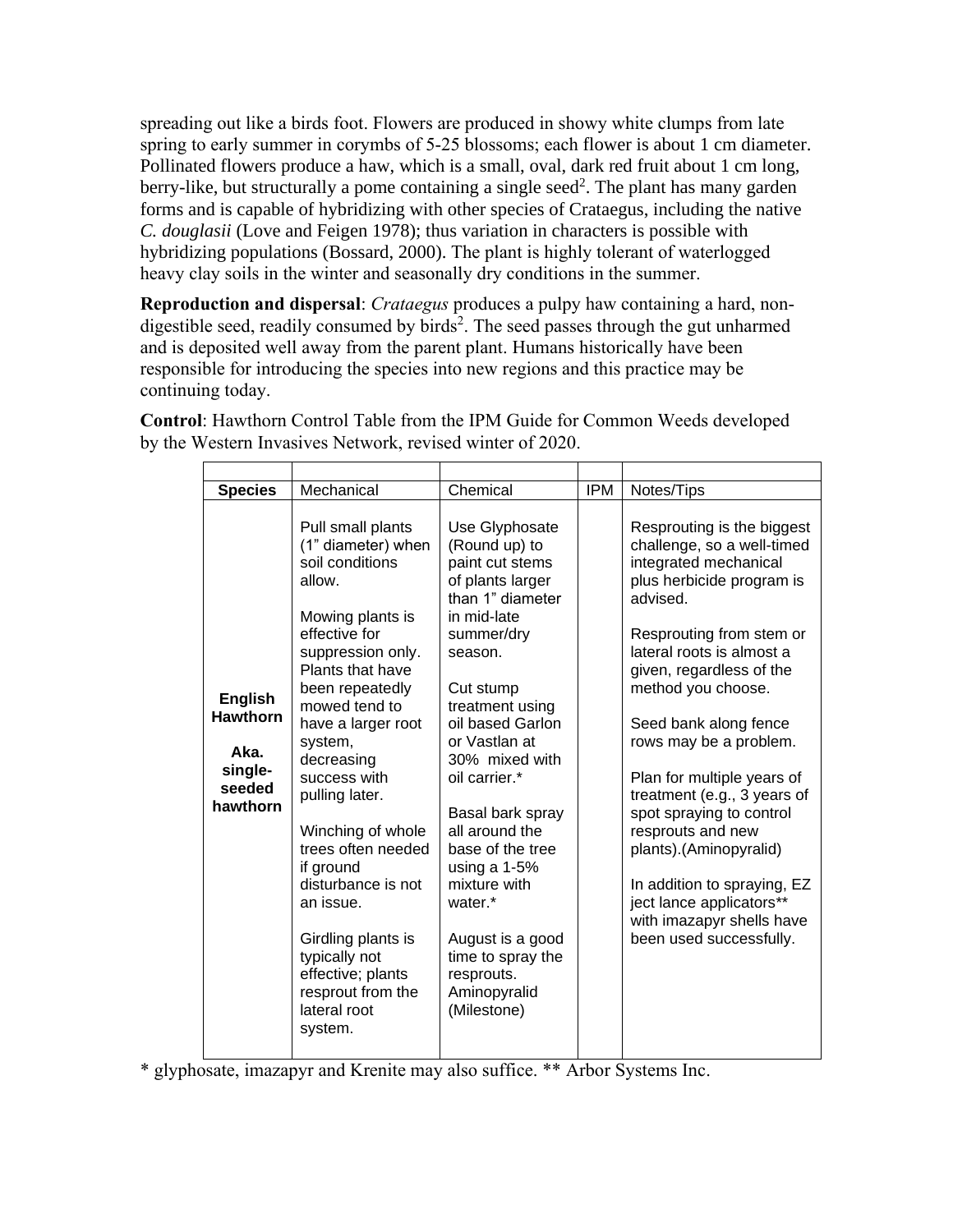spreading out like a birds foot. Flowers are produced in showy white clumps from late spring to early summer in corymbs of 5-25 blossoms; each flower is about 1 cm diameter. Pollinated flowers produce a haw, which is a small, oval, dark red fruit about 1 cm long, berry-like, but structurally a pome containing a single seed[2]. The plant has many garden forms and is capable of hybridizing with other species of Crataegus, including the native *C. douglasii* (Love and Feigen 1978); thus variation in characters is possible with hybridizing populations (Bossard, 2000). The plant is highly tolerant of waterlogged heavy clay soils in the winter and seasonally dry conditions in the summer.

**Reproduction and dispersal**: *Crataegus* produces a pulpy haw containing a hard, non-digestible seed, readily consumed by birds[2]. The seed passes through the gut unharmed and is deposited well away from the parent plant. Humans historically have been responsible for introducing the species into new regions and this practice may be continuing today.

**Control**: Hawthorn Control Table from the IPM Guide for Common Weeds developed by the Western Invasives Network, revised winter of 2020.

| | | | | |
|---|---|---|---|---|
| **Species** | Mechanical | Chemical | IPM | Notes/Tips |
| **English Hawthorn**<br><br>**Aka. single-seeded hawthorn** | Pull small plants (1" diameter) when soil conditions allow.<br><br>Mowing plants is effective for suppression only. Plants that have been repeatedly mowed tend to have a larger root system, decreasing success with pulling later.<br><br>Winching of whole trees often needed if ground disturbance is not an issue.<br><br>Girdling plants is typically not effective; plants resprout from the lateral root system. | Use Glyphosate (Round up) to paint cut stems of plants larger than 1" diameter in mid-late summer/dry season.<br><br>Cut stump treatment using oil based Garlon or Vastlan at 30% mixed with oil carrier.*<br><br>Basal bark spray all around the base of the tree using a 1-5% mixture with water.*<br><br>August is a good time to spray the resprouts. Aminopyralid (Milestone) | | Resprouting is the biggest challenge, so a well-timed integrated mechanical plus herbicide program is advised.<br><br>Resprouting from stem or lateral roots is almost a given, regardless of the method you choose.<br><br>Seed bank along fence rows may be a problem.<br><br>Plan for multiple years of treatment (e.g., 3 years of spot spraying to control resprouts and new plants).(Aminopyralid)<br><br>In addition to spraying, EZ ject lance applicators** with imazapyr shells have been used successfully. |

* glyphosate, imazapyr and Krenite may also suffice. ** Arbor Systems Inc.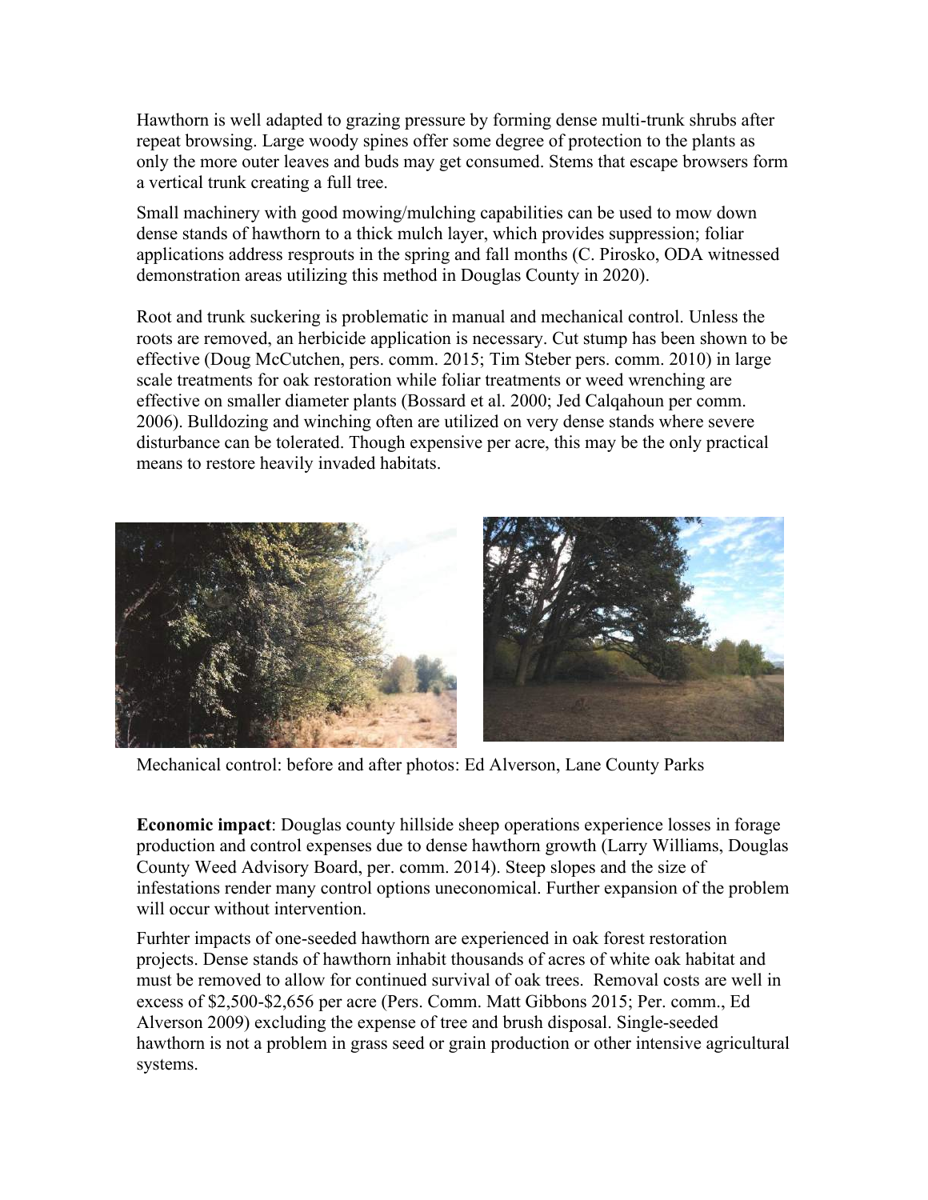Hawthorn is well adapted to grazing pressure by forming dense multi-trunk shrubs after repeat browsing. Large woody spines offer some degree of protection to the plants as only the more outer leaves and buds may get consumed. Stems that escape browsers form a vertical trunk creating a full tree.

Small machinery with good mowing/mulching capabilities can be used to mow down dense stands of hawthorn to a thick mulch layer, which provides suppression; foliar applications address resprouts in the spring and fall months (C. Pirosko, ODA witnessed demonstration areas utilizing this method in Douglas County in 2020).

Root and trunk suckering is problematic in manual and mechanical control. Unless the roots are removed, an herbicide application is necessary. Cut stump has been shown to be effective (Doug McCutchen, pers. comm. 2015; Tim Steber pers. comm. 2010) in large scale treatments for oak restoration while foliar treatments or weed wrenching are effective on smaller diameter plants (Bossard et al. 2000; Jed Calqahoun per comm. 2006). Bulldozing and winching often are utilized on very dense stands where severe disturbance can be tolerated. Though expensive per acre, this may be the only practical means to restore heavily invaded habitats.

Mechanical control: before and after photos: Ed Alverson, Lane County Parks

**Economic impact**: Douglas county hillside sheep operations experience losses in forage production and control expenses due to dense hawthorn growth (Larry Williams, Douglas County Weed Advisory Board, per. comm. 2014). Steep slopes and the size of infestations render many control options uneconomical. Further expansion of the problem will occur without intervention.

Furhter impacts of one-seeded hawthorn are experienced in oak forest restoration projects. Dense stands of hawthorn inhabit thousands of acres of white oak habitat and must be removed to allow for continued survival of oak trees. Removal costs are well in excess of $2,500-$2,656 per acre (Pers. Comm. Matt Gibbons 2015; Per. comm., Ed Alverson 2009) excluding the expense of tree and brush disposal. Single-seeded hawthorn is not a problem in grass seed or grain production or other intensive agricultural systems.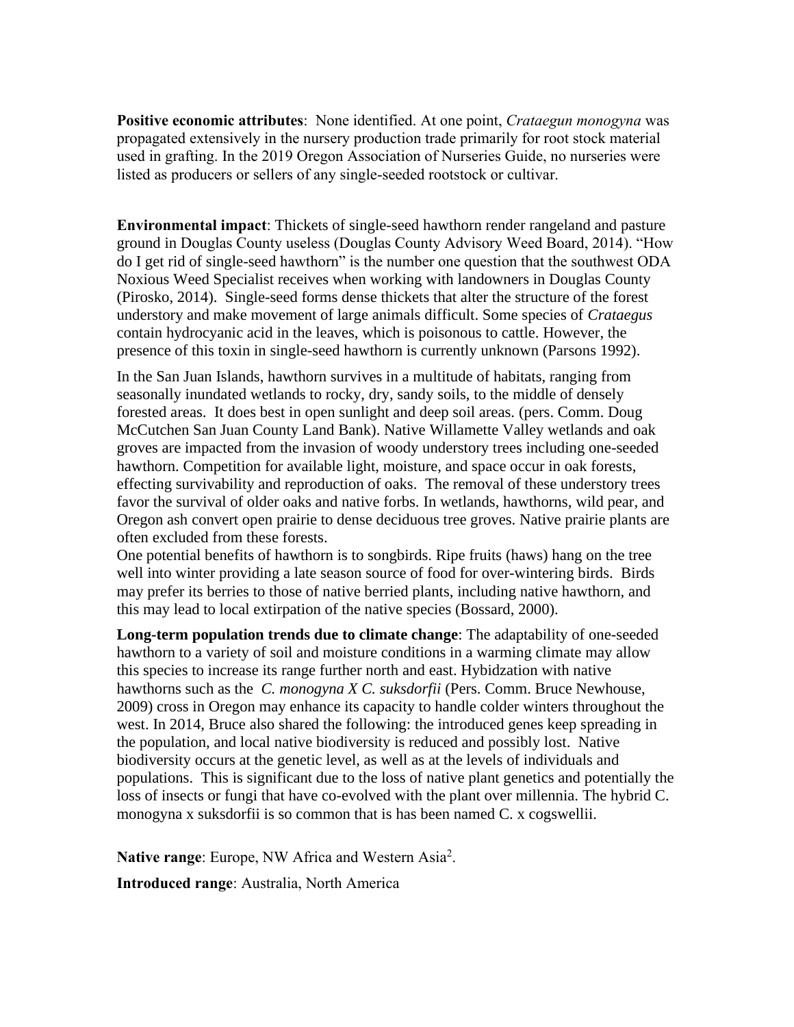**Positive economic attributes**: None identified. At one point, *Crataegun monogyna* was propagated extensively in the nursery production trade primarily for root stock material used in grafting. In the 2019 Oregon Association of Nurseries Guide, no nurseries were listed as producers or sellers of any single-seeded rootstock or cultivar.

**Environmental impact**: Thickets of single-seed hawthorn render rangeland and pasture ground in Douglas County useless (Douglas County Advisory Weed Board, 2014). "How do I get rid of single-seed hawthorn" is the number one question that the southwest ODA Noxious Weed Specialist receives when working with landowners in Douglas County (Pirosko, 2014). Single-seed forms dense thickets that alter the structure of the forest understory and make movement of large animals difficult. Some species of *Crataegus* contain hydrocyanic acid in the leaves, which is poisonous to cattle. However, the presence of this toxin in single-seed hawthorn is currently unknown (Parsons 1992).

In the San Juan Islands, hawthorn survives in a multitude of habitats, ranging from seasonally inundated wetlands to rocky, dry, sandy soils, to the middle of densely forested areas. It does best in open sunlight and deep soil areas. (pers. Comm. Doug McCutchen San Juan County Land Bank). Native Willamette Valley wetlands and oak groves are impacted from the invasion of woody understory trees including one-seeded hawthorn. Competition for available light, moisture, and space occur in oak forests, effecting survivability and reproduction of oaks. The removal of these understory trees favor the survival of older oaks and native forbs. In wetlands, hawthorns, wild pear, and Oregon ash convert open prairie to dense deciduous tree groves. Native prairie plants are often excluded from these forests.
One potential benefits of hawthorn is to songbirds. Ripe fruits (haws) hang on the tree well into winter providing a late season source of food for over-wintering birds. Birds may prefer its berries to those of native berried plants, including native hawthorn, and this may lead to local extirpation of the native species (Bossard, 2000).

**Long-term population trends due to climate change**: The adaptability of one-seeded hawthorn to a variety of soil and moisture conditions in a warming climate may allow this species to increase its range further north and east. Hybidzation with native hawthorns such as the *C. monogyna X C. suksdorfii* (Pers. Comm. Bruce Newhouse, 2009) cross in Oregon may enhance its capacity to handle colder winters throughout the west. In 2014, Bruce also shared the following: the introduced genes keep spreading in the population, and local native biodiversity is reduced and possibly lost. Native biodiversity occurs at the genetic level, as well as at the levels of individuals and populations. This is significant due to the loss of native plant genetics and potentially the loss of insects or fungi that have co-evolved with the plant over millennia. The hybrid C. monogyna x suksdorfii is so common that is has been named C. x cogswellii.

**Native range**: Europe, NW Africa and Western Asia[2].

**Introduced range**: Australia, North America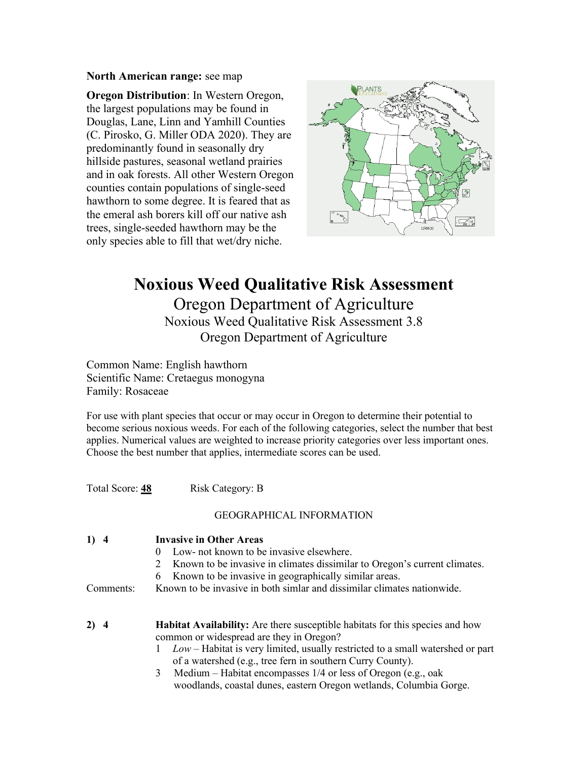**North American range:** see map

**Oregon Distribution**: In Western Oregon, the largest populations may be found in Douglas, Lane, Linn and Yamhill Counties (C. Pirosko, G. Miller ODA 2020). They are predominantly found in seasonally dry hillside pastures, seasonal wetland prairies and in oak forests. All other Western Oregon counties contain populations of single-seed hawthorn to some degree. It is feared that as the emeral ash borers kill off our native ash trees, single-seeded hawthorn may be the only species able to fill that wet/dry niche.

# Noxious Weed Qualitative Risk Assessment

## Oregon Department of Agriculture

### Noxious Weed Qualitative Risk Assessment 3.8
### Oregon Department of Agriculture

Common Name: English hawthorn
Scientific Name: Cretaegus monogyna
Family: Rosaceae

For use with plant species that occur or may occur in Oregon to determine their potential to become serious noxious weeds. For each of the following categories, select the number that best applies. Numerical values are weighted to increase priority categories over less important ones. Choose the best number that applies, intermediate scores can be used.

Total Score: **48** Risk Category: B

GEOGRAPHICAL INFORMATION

**1) 4** **Invasive in Other Areas**

0 Low- not known to be invasive elsewhere.
2 Known to be invasive in climates dissimilar to Oregon's current climates.
6 Known to be invasive in geographically similar areas.

Comments: Known to be invasive in both simlar and dissimilar climates nationwide.

**2) 4** **Habitat Availability:** Are there susceptible habitats for this species and how common or widespread are they in Oregon?

1 *Low* – Habitat is very limited, usually restricted to a small watershed or part of a watershed (e.g., tree fern in southern Curry County).
3 Medium – Habitat encompasses 1/4 or less of Oregon (e.g., oak woodlands, coastal dunes, eastern Oregon wetlands, Columbia Gorge.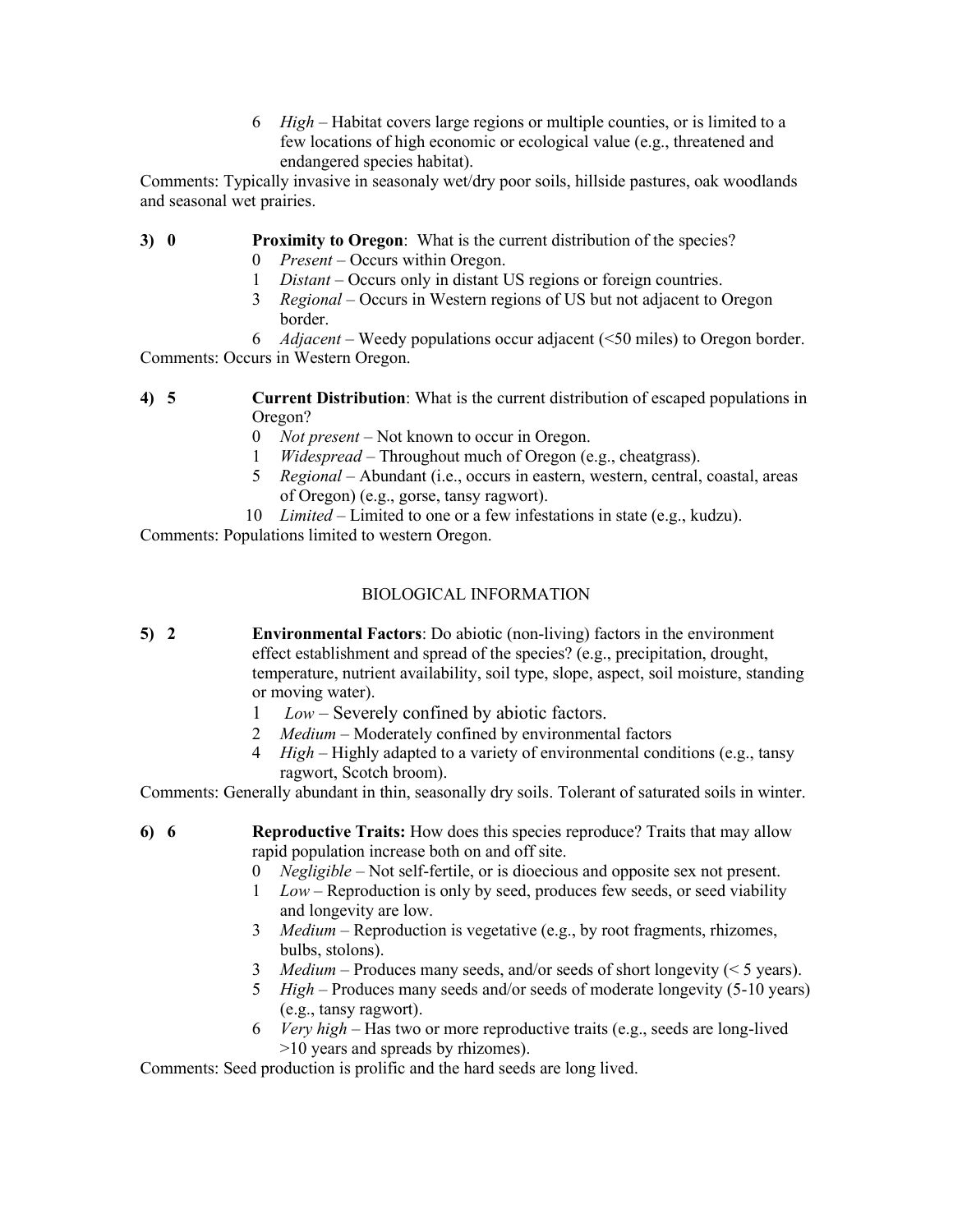6 *High* – Habitat covers large regions or multiple counties, or is limited to a few locations of high economic or ecological value (e.g., threatened and endangered species habitat).

Comments: Typically invasive in seasonaly wet/dry poor soils, hillside pastures, oak woodlands and seasonal wet prairies.

**3) 0** **Proximity to Oregon**: What is the current distribution of the species?

- 0 *Present* – Occurs within Oregon.
- 1 *Distant* – Occurs only in distant US regions or foreign countries.
- 3 *Regional* – Occurs in Western regions of US but not adjacent to Oregon border.
- 6 *Adjacent* – Weedy populations occur adjacent (<50 miles) to Oregon border.

Comments: Occurs in Western Oregon.

**4) 5** **Current Distribution**: What is the current distribution of escaped populations in Oregon?

- 0 *Not present* – Not known to occur in Oregon.
- 1 *Widespread* – Throughout much of Oregon (e.g., cheatgrass).
- 5 *Regional* – Abundant (i.e., occurs in eastern, western, central, coastal, areas of Oregon) (e.g., gorse, tansy ragwort).
- 10 *Limited* – Limited to one or a few infestations in state (e.g., kudzu).

Comments: Populations limited to western Oregon.

## BIOLOGICAL INFORMATION

**5) 2** **Environmental Factors**: Do abiotic (non-living) factors in the environment effect establishment and spread of the species? (e.g., precipitation, drought, temperature, nutrient availability, soil type, slope, aspect, soil moisture, standing or moving water).

- 1 *Low* – Severely confined by abiotic factors.
- 2 *Medium* – Moderately confined by environmental factors
- 4 *High* – Highly adapted to a variety of environmental conditions (e.g., tansy ragwort, Scotch broom).

Comments: Generally abundant in thin, seasonally dry soils. Tolerant of saturated soils in winter.

**6) 6** **Reproductive Traits:** How does this species reproduce? Traits that may allow rapid population increase both on and off site.

- 0 *Negligible* – Not self-fertile, or is dioecious and opposite sex not present.
- 1 *Low* – Reproduction is only by seed, produces few seeds, or seed viability and longevity are low.
- 3 *Medium* – Reproduction is vegetative (e.g., by root fragments, rhizomes, bulbs, stolons).
- 3 *Medium* – Produces many seeds, and/or seeds of short longevity (< 5 years).
- 5 *High* – Produces many seeds and/or seeds of moderate longevity (5-10 years) (e.g., tansy ragwort).
- 6 *Very high* – Has two or more reproductive traits (e.g., seeds are long-lived >10 years and spreads by rhizomes).

Comments: Seed production is prolific and the hard seeds are long lived.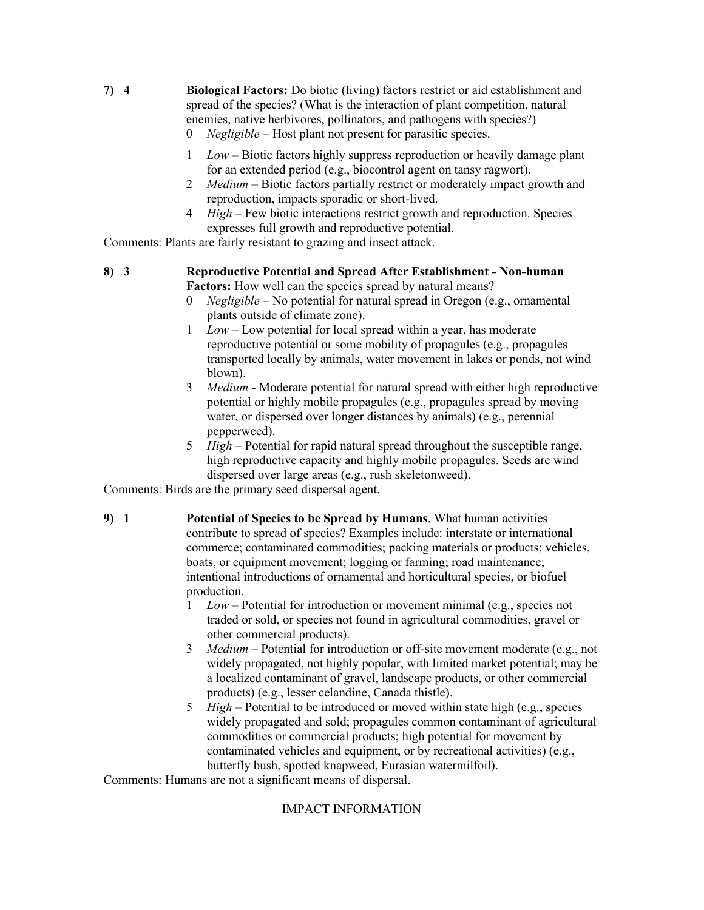**7) 4** **Biological Factors:** Do biotic (living) factors restrict or aid establishment and spread of the species? (What is the interaction of plant competition, natural enemies, native herbivores, pollinators, and pathogens with species?)

- 0 *Negligible* – Host plant not present for parasitic species.
- 1 *Low* – Biotic factors highly suppress reproduction or heavily damage plant for an extended period (e.g., biocontrol agent on tansy ragwort).
- 2 *Medium* – Biotic factors partially restrict or moderately impact growth and reproduction, impacts sporadic or short-lived.
- 4 *High* – Few biotic interactions restrict growth and reproduction. Species expresses full growth and reproductive potential.

Comments: Plants are fairly resistant to grazing and insect attack.

**8) 3** **Reproductive Potential and Spread After Establishment - Non-human Factors:** How well can the species spread by natural means?

- 0 *Negligible* – No potential for natural spread in Oregon (e.g., ornamental plants outside of climate zone).
- 1 *Low* – Low potential for local spread within a year, has moderate reproductive potential or some mobility of propagules (e.g., propagules transported locally by animals, water movement in lakes or ponds, not wind blown).
- 3 *Medium* - Moderate potential for natural spread with either high reproductive potential or highly mobile propagules (e.g., propagules spread by moving water, or dispersed over longer distances by animals) (e.g., perennial pepperweed).
- 5 *High* – Potential for rapid natural spread throughout the susceptible range, high reproductive capacity and highly mobile propagules. Seeds are wind dispersed over large areas (e.g., rush skeletonweed).

Comments: Birds are the primary seed dispersal agent.

**9) 1** **Potential of Species to be Spread by Humans**. What human activities contribute to spread of species? Examples include: interstate or international commerce; contaminated commodities; packing materials or products; vehicles, boats, or equipment movement; logging or farming; road maintenance; intentional introductions of ornamental and horticultural species, or biofuel production.

- 1 *Low* – Potential for introduction or movement minimal (e.g., species not traded or sold, or species not found in agricultural commodities, gravel or other commercial products).
- 3 *Medium* – Potential for introduction or off-site movement moderate (e.g., not widely propagated, not highly popular, with limited market potential; may be a localized contaminant of gravel, landscape products, or other commercial products) (e.g., lesser celandine, Canada thistle).
- 5 *High* – Potential to be introduced or moved within state high (e.g., species widely propagated and sold; propagules common contaminant of agricultural commodities or commercial products; high potential for movement by contaminated vehicles and equipment, or by recreational activities) (e.g., butterfly bush, spotted knapweed, Eurasian watermilfoil).

Comments: Humans are not a significant means of dispersal.

IMPACT INFORMATION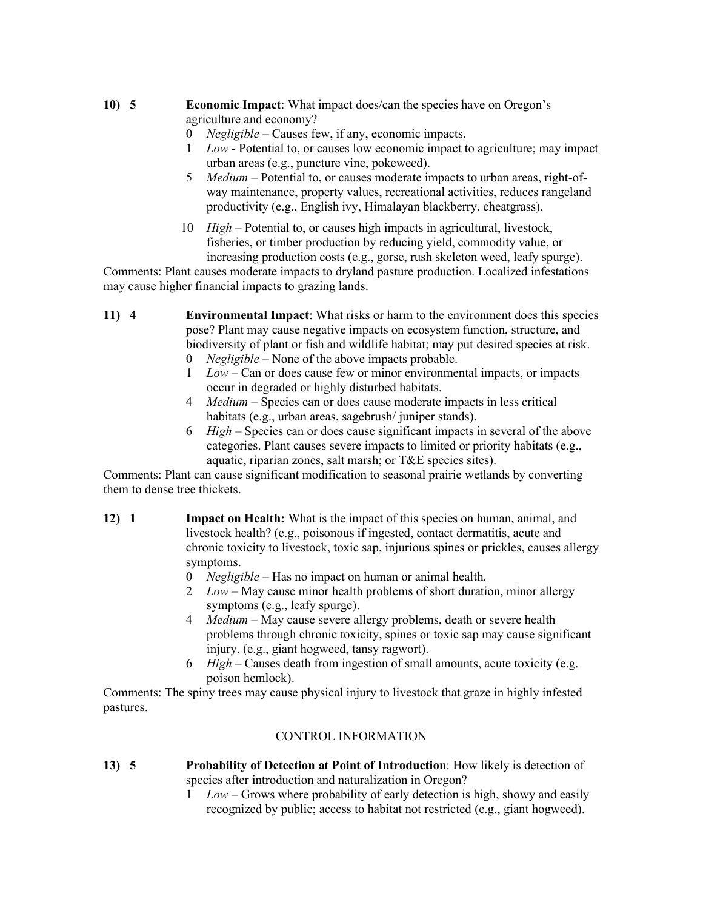**10) 5** **Economic Impact**: What impact does/can the species have on Oregon's agriculture and economy?

- 0 *Negligible* – Causes few, if any, economic impacts.
- 1 *Low* - Potential to, or causes low economic impact to agriculture; may impact urban areas (e.g., puncture vine, pokeweed).
- 5 *Medium* – Potential to, or causes moderate impacts to urban areas, right-of-way maintenance, property values, recreational activities, reduces rangeland productivity (e.g., English ivy, Himalayan blackberry, cheatgrass).
- 10 *High* – Potential to, or causes high impacts in agricultural, livestock, fisheries, or timber production by reducing yield, commodity value, or increasing production costs (e.g., gorse, rush skeleton weed, leafy spurge).

Comments: Plant causes moderate impacts to dryland pasture production. Localized infestations may cause higher financial impacts to grazing lands.

**11)** 4 **Environmental Impact**: What risks or harm to the environment does this species pose? Plant may cause negative impacts on ecosystem function, structure, and biodiversity of plant or fish and wildlife habitat; may put desired species at risk.

- 0 *Negligible* – None of the above impacts probable.
- 1 *Low* – Can or does cause few or minor environmental impacts, or impacts occur in degraded or highly disturbed habitats.
- 4 *Medium* – Species can or does cause moderate impacts in less critical habitats (e.g., urban areas, sagebrush/ juniper stands).
- 6 *High* – Species can or does cause significant impacts in several of the above categories. Plant causes severe impacts to limited or priority habitats (e.g., aquatic, riparian zones, salt marsh; or T&E species sites).

Comments: Plant can cause significant modification to seasonal prairie wetlands by converting them to dense tree thickets.

**12) 1** **Impact on Health:** What is the impact of this species on human, animal, and livestock health? (e.g., poisonous if ingested, contact dermatitis, acute and chronic toxicity to livestock, toxic sap, injurious spines or prickles, causes allergy symptoms.

- 0 *Negligible* – Has no impact on human or animal health.
- 2 *Low* – May cause minor health problems of short duration, minor allergy symptoms (e.g., leafy spurge).
- 4 *Medium* – May cause severe allergy problems, death or severe health problems through chronic toxicity, spines or toxic sap may cause significant injury. (e.g., giant hogweed, tansy ragwort).
- 6 *High* – Causes death from ingestion of small amounts, acute toxicity (e.g. poison hemlock).

Comments: The spiny trees may cause physical injury to livestock that graze in highly infested pastures.

CONTROL INFORMATION

**13) 5** **Probability of Detection at Point of Introduction**: How likely is detection of species after introduction and naturalization in Oregon?

- 1 *Low* – Grows where probability of early detection is high, showy and easily recognized by public; access to habitat not restricted (e.g., giant hogweed).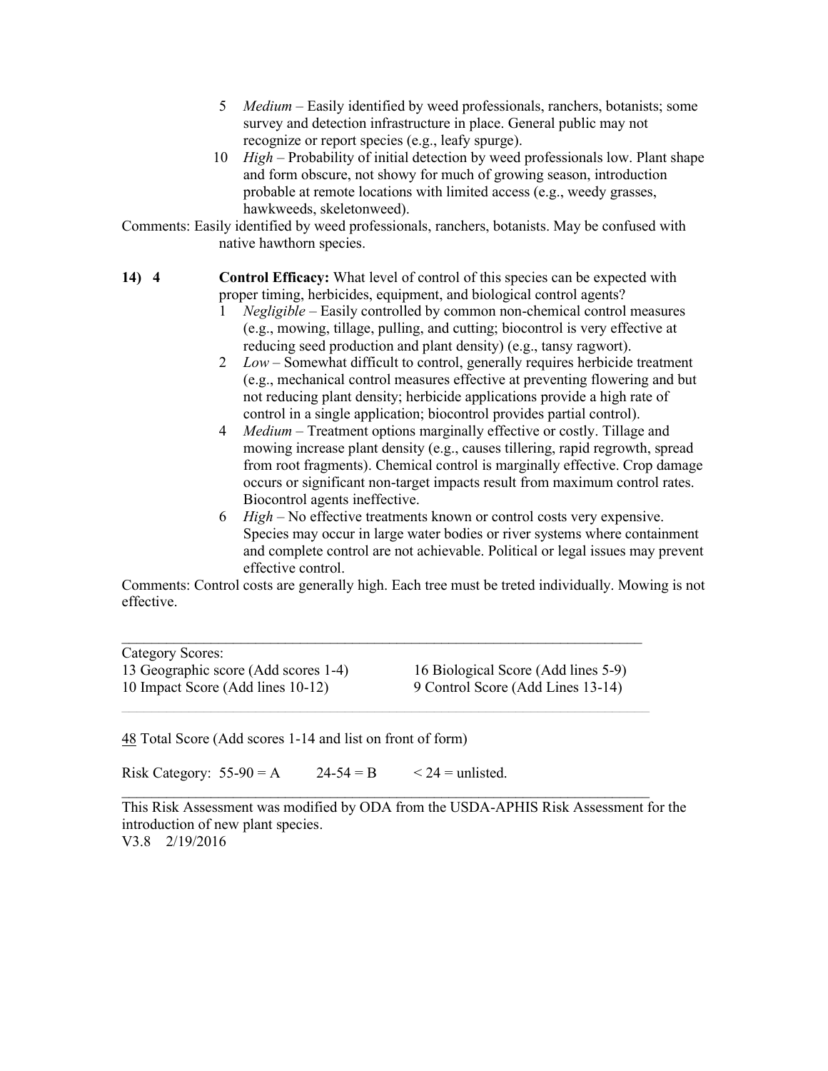5 *Medium* – Easily identified by weed professionals, ranchers, botanists; some survey and detection infrastructure in place. General public may not recognize or report species (e.g., leafy spurge).

10 *High* – Probability of initial detection by weed professionals low. Plant shape and form obscure, not showy for much of growing season, introduction probable at remote locations with limited access (e.g., weedy grasses, hawkweeds, skeletonweed).

Comments: Easily identified by weed professionals, ranchers, botanists. May be confused with native hawthorn species.

**14) 4** **Control Efficacy:** What level of control of this species can be expected with proper timing, herbicides, equipment, and biological control agents?

1 *Negligible* – Easily controlled by common non-chemical control measures (e.g., mowing, tillage, pulling, and cutting; biocontrol is very effective at reducing seed production and plant density) (e.g., tansy ragwort).

2 *Low* – Somewhat difficult to control, generally requires herbicide treatment (e.g., mechanical control measures effective at preventing flowering and but not reducing plant density; herbicide applications provide a high rate of control in a single application; biocontrol provides partial control).

4 *Medium* – Treatment options marginally effective or costly. Tillage and mowing increase plant density (e.g., causes tillering, rapid regrowth, spread from root fragments). Chemical control is marginally effective. Crop damage occurs or significant non-target impacts result from maximum control rates. Biocontrol agents ineffective.

6 *High* – No effective treatments known or control costs very expensive. Species may occur in large water bodies or river systems where containment and complete control are not achievable. Political or legal issues may prevent effective control.

Comments: Control costs are generally high. Each tree must be treted individually. Mowing is not effective.

---

Category Scores:

13 Geographic score (Add scores 1-4)

16 Biological Score (Add lines 5-9)

10 Impact Score (Add lines 10-12)

9 Control Score (Add Lines 13-14)

---

48 Total Score (Add scores 1-14 and list on front of form)

Risk Category: 55-90 = A 24-54 = B < 24 = unlisted.

---

This Risk Assessment was modified by ODA from the USDA-APHIS Risk Assessment for the introduction of new plant species.

V3.8 2/19/2016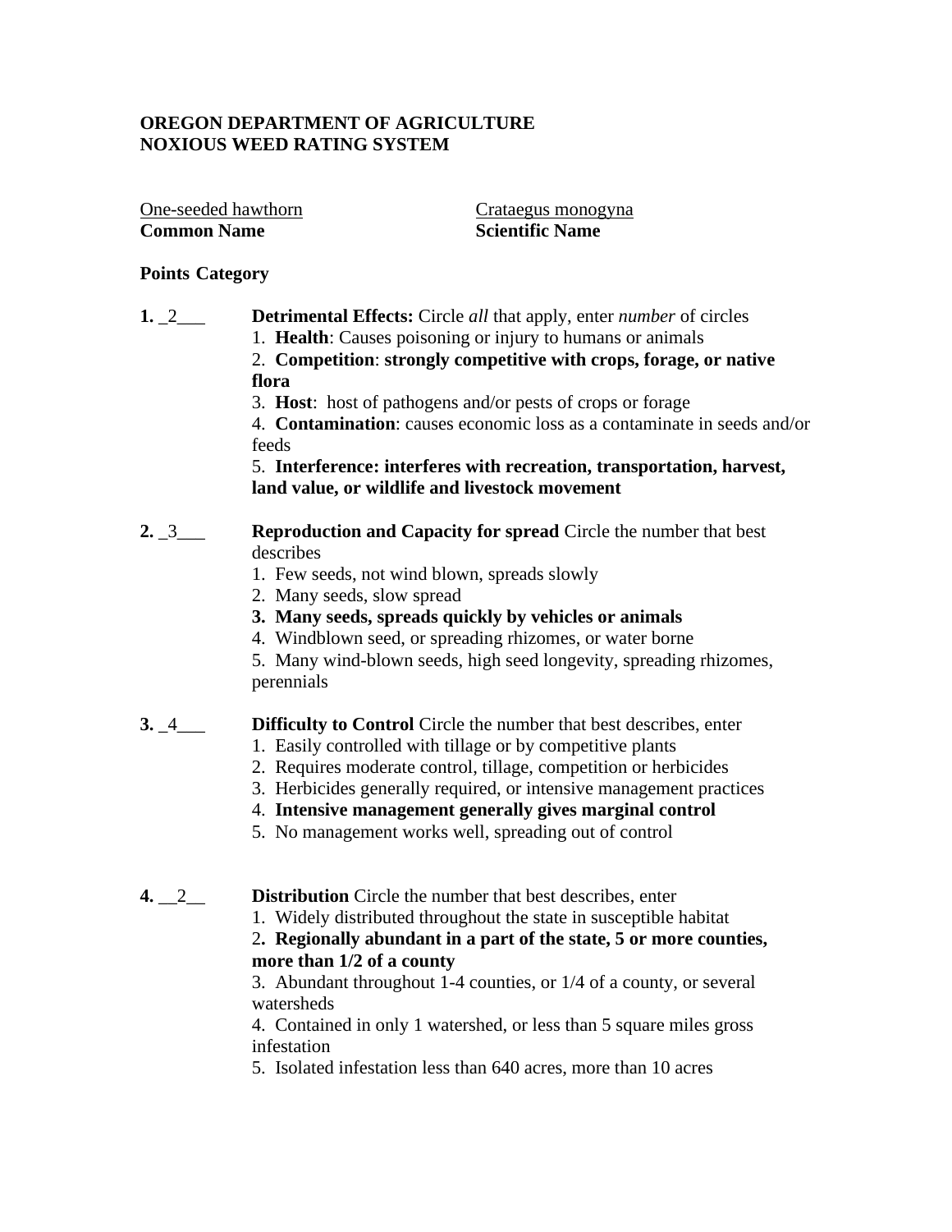**OREGON DEPARTMENT OF AGRICULTURE**
**NOXIOUS WEED RATING SYSTEM**

One-seeded hawthorn — **Common Name**

Crataegus monogyna — **Scientific Name**

**Points Category**

**1.** _2___ **Detrimental Effects:** Circle *all* that apply, enter *number* of circles

1. **Health**: Causes poisoning or injury to humans or animals
2. **Competition**: **strongly competitive with crops, forage, or native flora**
3. **Host**: host of pathogens and/or pests of crops or forage
4. **Contamination**: causes economic loss as a contaminate in seeds and/or feeds
5. **Interference: interferes with recreation, transportation, harvest, land value, or wildlife and livestock movement**

**2.** _3___ **Reproduction and Capacity for spread** Circle the number that best describes

1. Few seeds, not wind blown, spreads slowly
2. Many seeds, slow spread
3. **Many seeds, spreads quickly by vehicles or animals**
4. Windblown seed, or spreading rhizomes, or water borne
5. Many wind-blown seeds, high seed longevity, spreading rhizomes, perennials

**3.** _4___ **Difficulty to Control** Circle the number that best describes, enter

1. Easily controlled with tillage or by competitive plants
2. Requires moderate control, tillage, competition or herbicides
3. Herbicides generally required, or intensive management practices
4. **Intensive management generally gives marginal control**
5. No management works well, spreading out of control

**4.** __2__ **Distribution** Circle the number that best describes, enter

1. Widely distributed throughout the state in susceptible habitat
2. **Regionally abundant in a part of the state, 5 or more counties, more than 1/2 of a county**
3. Abundant throughout 1-4 counties, or 1/4 of a county, or several watersheds
4. Contained in only 1 watershed, or less than 5 square miles gross infestation
5. Isolated infestation less than 640 acres, more than 10 acres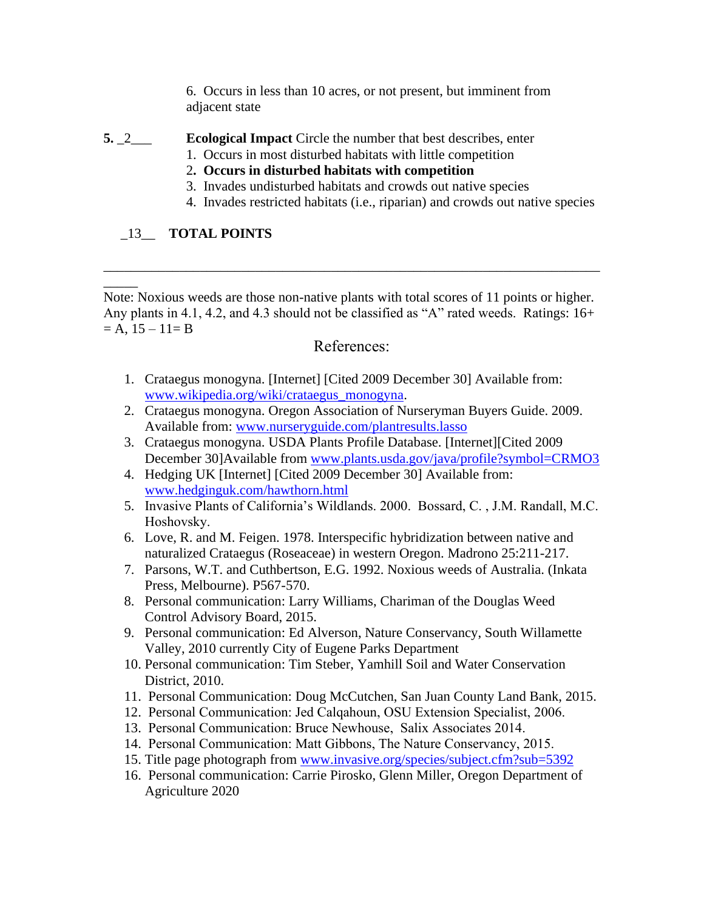6. Occurs in less than 10 acres, or not present, but imminent from adjacent state

**5.** _2___ **Ecological Impact** Circle the number that best describes, enter

1. Occurs in most disturbed habitats with little competition
2. **Occurs in disturbed habitats with competition**
3. Invades undisturbed habitats and crowds out native species
4. Invades restricted habitats (i.e., riparian) and crowds out native species

_13__ **TOTAL POINTS**

---

Note: Noxious weeds are those non-native plants with total scores of 11 points or higher. Any plants in 4.1, 4.2, and 4.3 should not be classified as "A" rated weeds. Ratings: 16+ = A, 15 – 11= B

## References:

1. Crataegus monogyna. [Internet] [Cited 2009 December 30] Available from: www.wikipedia.org/wiki/crataegus_monogyna.
2. Crataegus monogyna. Oregon Association of Nurseryman Buyers Guide. 2009. Available from: www.nurseryguide.com/plantresults.lasso
3. Crataegus monogyna. USDA Plants Profile Database. [Internet][Cited 2009 December 30]Available from www.plants.usda.gov/java/profile?symbol=CRMO3
4. Hedging UK [Internet] [Cited 2009 December 30] Available from: www.hedginguk.com/hawthorn.html
5. Invasive Plants of California's Wildlands. 2000. Bossard, C. , J.M. Randall, M.C. Hoshovsky.
6. Love, R. and M. Feigen. 1978. Interspecific hybridization between native and naturalized Crataegus (Roseaceae) in western Oregon. Madrono 25:211-217.
7. Parsons, W.T. and Cuthbertson, E.G. 1992. Noxious weeds of Australia. (Inkata Press, Melbourne). P567-570.
8. Personal communication: Larry Williams, Chariman of the Douglas Weed Control Advisory Board, 2015.
9. Personal communication: Ed Alverson, Nature Conservancy, South Willamette Valley, 2010 currently City of Eugene Parks Department
10. Personal communication: Tim Steber, Yamhill Soil and Water Conservation District, 2010.
11. Personal Communication: Doug McCutchen, San Juan County Land Bank, 2015.
12. Personal Communication: Jed Calqahoun, OSU Extension Specialist, 2006.
13. Personal Communication: Bruce Newhouse, Salix Associates 2014.
14. Personal Communication: Matt Gibbons, The Nature Conservancy, 2015.
15. Title page photograph from www.invasive.org/species/subject.cfm?sub=5392
16. Personal communication: Carrie Pirosko, Glenn Miller, Oregon Department of Agriculture 2020